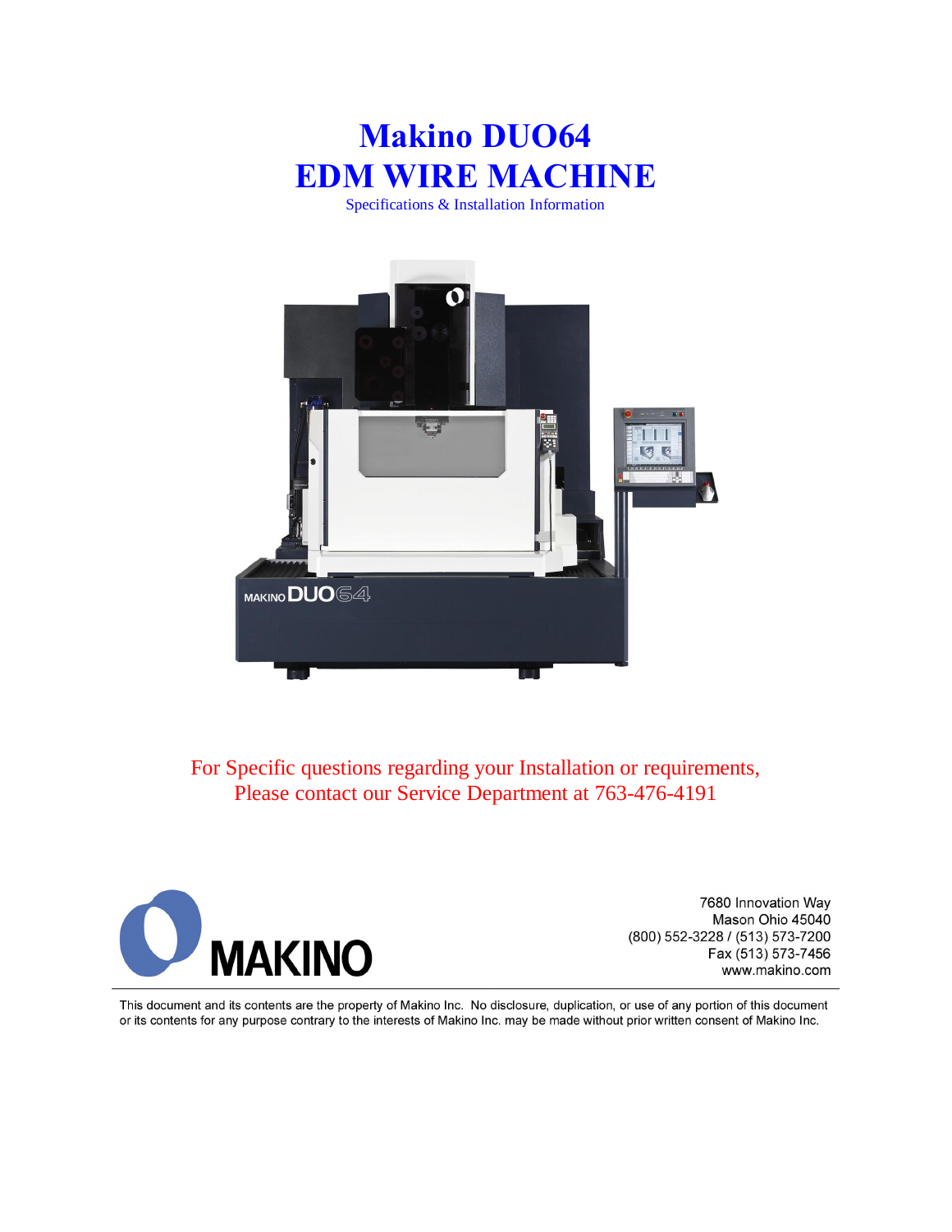# Makino DUO64
# EDM WIRE MACHINE

Specifications & Installation Information

For Specific questions regarding your Installation or requirements,
Please contact our Service Department at 763-476-4191

MAKINO

7680 Innovation Way
Mason Ohio 45040
(800) 552-3228 / (513) 573-7200
Fax (513) 573-7456
www.makino.com

This document and its contents are the property of Makino Inc. No disclosure, duplication, or use of any portion of this document or its contents for any purpose contrary to the interests of Makino Inc. may be made without prior written consent of Makino Inc.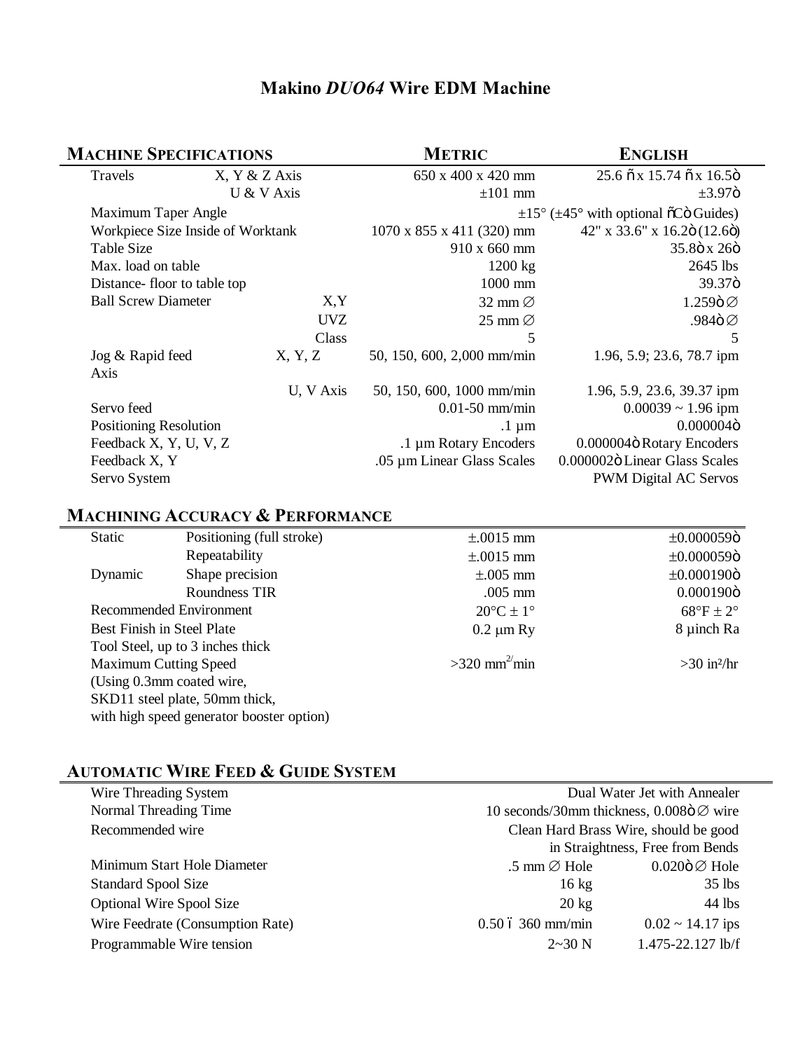# Makino *DUO64* Wire EDM Machine

## MACHINE SPECIFICATIONS

| Machine Specifications | | | Metric | English |
|---|---|---|---|---|
| Travels | X, Y & Z Axis | | 650 x 400 x 420 mm | 25.6 ñ x 15.74 ñ x 16.5ò |
| | U & V Axis | | ±101 mm | ±3.97ò |
| Maximum Taper Angle | | | | ±15° (±45° with optional ñCò Guides) |
| Workpiece Size Inside of Worktank | | | 1070 x 855 x 411 (320) mm | 42" x 33.6" x 16.2ò (12.6ò) |
| Table Size | | | 910 x 660 mm | 35.8ò x 26ò |
| Max. load on table | | | 1200 kg | 2645 lbs |
| Distance- floor to table top | | | 1000 mm | 39.37ò |
| Ball Screw Diameter | | X,Y | 32 mm ∅ | 1.259ò ∅ |
| | | UVZ | 25 mm ∅ | .984ò ∅ |
| | | Class | 5 | 5 |
| Jog & Rapid feed Axis | | X, Y, Z | 50, 150, 600, 2,000 mm/min | 1.96, 5.9; 23.6, 78.7 ipm |
| | | U, V Axis | 50, 150, 600, 1000 mm/min | 1.96, 5.9, 23.6, 39.37 ipm |
| Servo feed | | | 0.01-50 mm/min | 0.00039 ~ 1.96 ipm |
| Positioning Resolution | | | .1 µm | 0.000004ò |
| Feedback X, Y, U, V, Z | | | .1 µm Rotary Encoders | 0.000004ò Rotary Encoders |
| Feedback X, Y | | | .05 µm Linear Glass Scales | 0.000002ò Linear Glass Scales |
| Servo System | | | | PWM Digital AC Servos |

## MACHINING ACCURACY & PERFORMANCE

| | | Metric | English |
|---|---|---|---|
| Static | Positioning (full stroke) | ±.0015 mm | ±0.000059ò |
| | Repeatability | ±.0015 mm | ±0.000059ò |
| Dynamic | Shape precision | ±.005 mm | ±0.000190ò |
| | Roundness TIR | .005 mm | 0.000190ò |
| Recommended Environment | | 20°C ± 1° | 68°F ± 2° |
| Best Finish in Steel Plate Tool Steel, up to 3 inches thick | | 0.2 µm Ry | 8 µinch Ra |
| Maximum Cutting Speed (Using 0.3mm coated wire, SKD11 steel plate, 50mm thick, with high speed generator booster option) | | >320 $mm^2$/min | >30 $in^2$/hr |

## AUTOMATIC WIRE FEED & GUIDE SYSTEM

| | Metric | English |
|---|---|---|
| Wire Threading System | | Dual Water Jet with Annealer |
| Normal Threading Time | | 10 seconds/30mm thickness, 0.008ò ∅ wire |
| Recommended wire | | Clean Hard Brass Wire, should be good in Straightness, Free from Bends |
| Minimum Start Hole Diameter | .5 mm ∅ Hole | 0.020ò ∅ Hole |
| Standard Spool Size | 16 kg | 35 lbs |
| Optional Wire Spool Size | 20 kg | 44 lbs |
| Wire Feedrate (Consumption Rate) | 0.50 ï 360 mm/min | 0.02 ~ 14.17 ips |
| Programmable Wire tension | 2~30 N | 1.475-22.127 lb/f |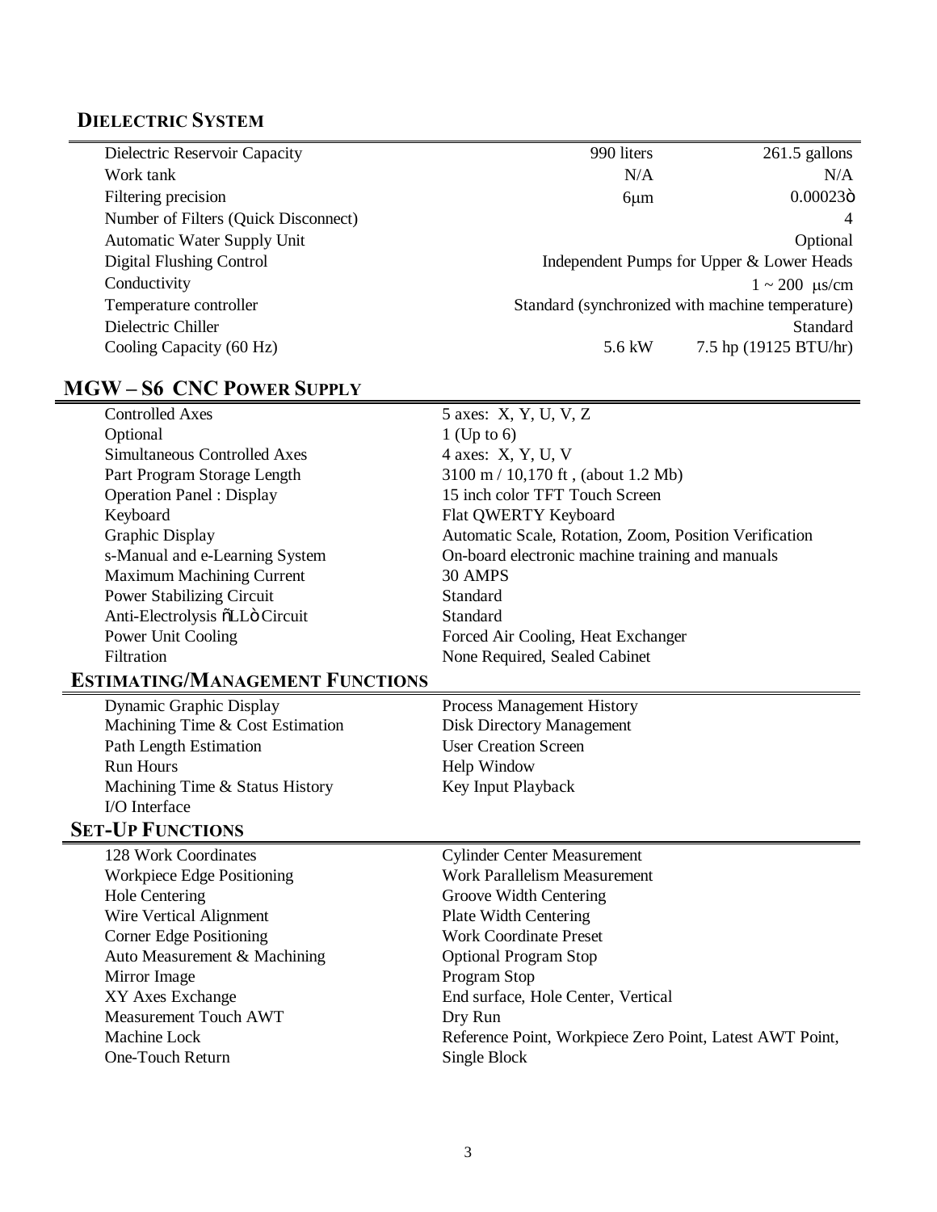## DIELECTRIC SYSTEM

| | | |
|---|---|---|
| Dielectric Reservoir Capacity | 990 liters | 261.5 gallons |
| Work tank | N/A | N/A |
| Filtering precision | 6μm | 0.00023ò |
| Number of Filters (Quick Disconnect) | | 4 |
| Automatic Water Supply Unit | | Optional |
| Digital Flushing Control | Independent Pumps for Upper & Lower Heads | |
| Conductivity | | 1 ~ 200 μs/cm |
| Temperature controller | Standard (synchronized with machine temperature) | |
| Dielectric Chiller | | Standard |
| Cooling Capacity (60 Hz) | 5.6 kW | 7.5 hp (19125 BTU/hr) |

## MGW – S6 CNC POWER SUPPLY

| | |
|---|---|
| Controlled Axes | 5 axes: X, Y, U, V, Z |
| Optional | 1 (Up to 6) |
| Simultaneous Controlled Axes | 4 axes: X, Y, U, V |
| Part Program Storage Length | 3100 m / 10,170 ft , (about 1.2 Mb) |
| Operation Panel : Display | 15 inch color TFT Touch Screen |
| Keyboard | Flat QWERTY Keyboard |
| Graphic Display | Automatic Scale, Rotation, Zoom, Position Verification |
| s-Manual and e-Learning System | On-board electronic machine training and manuals |
| Maximum Machining Current | 30 AMPS |
| Power Stabilizing Circuit | Standard |
| Anti-Electrolysis õLLò Circuit | Standard |
| Power Unit Cooling | Forced Air Cooling, Heat Exchanger |
| Filtration | None Required, Sealed Cabinet |

## ESTIMATING/MANAGEMENT FUNCTIONS

| | |
|---|---|
| Dynamic Graphic Display | Process Management History |
| Machining Time & Cost Estimation | Disk Directory Management |
| Path Length Estimation | User Creation Screen |
| Run Hours | Help Window |
| Machining Time & Status History | Key Input Playback |
| I/O Interface | |

## SET-UP FUNCTIONS

| | |
|---|---|
| 128 Work Coordinates | Cylinder Center Measurement |
| Workpiece Edge Positioning | Work Parallelism Measurement |
| Hole Centering | Groove Width Centering |
| Wire Vertical Alignment | Plate Width Centering |
| Corner Edge Positioning | Work Coordinate Preset |
| Auto Measurement & Machining | Optional Program Stop |
| Mirror Image | Program Stop |
| XY Axes Exchange | End surface, Hole Center, Vertical |
| Measurement Touch AWT | Dry Run |
| Machine Lock | Reference Point, Workpiece Zero Point, Latest AWT Point, |
| One-Touch Return | Single Block |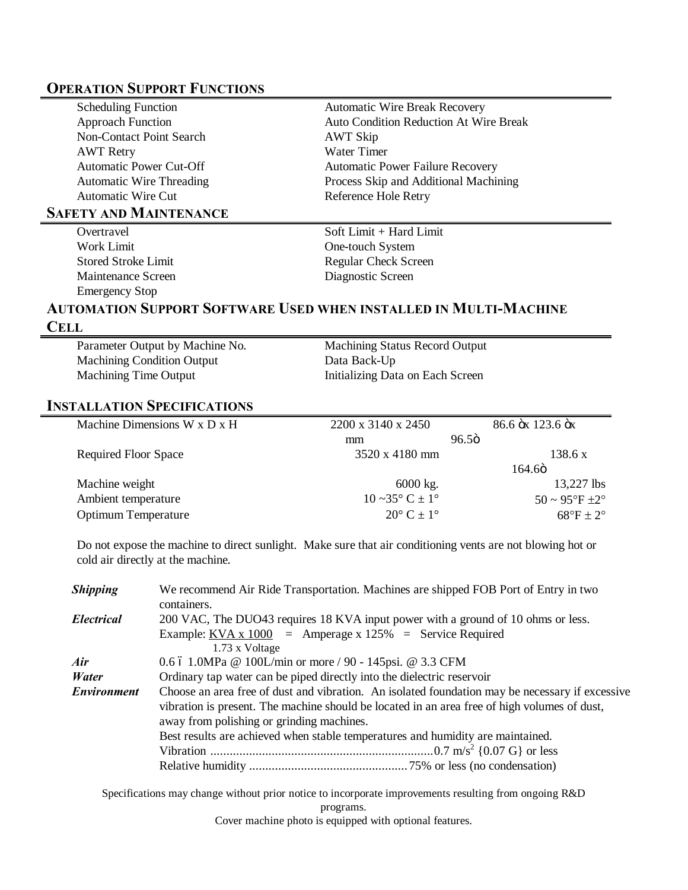## OPERATION SUPPORT FUNCTIONS

| | |
|---|---|
| Scheduling Function | Automatic Wire Break Recovery |
| Approach Function | Auto Condition Reduction At Wire Break |
| Non-Contact Point Search | AWT Skip |
| AWT Retry | Water Timer |
| Automatic Power Cut-Off | Automatic Power Failure Recovery |
| Automatic Wire Threading | Process Skip and Additional Machining |
| Automatic Wire Cut | Reference Hole Retry |

## SAFETY AND MAINTENANCE

| | |
|---|---|
| Overtravel | Soft Limit + Hard Limit |
| Work Limit | One-touch System |
| Stored Stroke Limit | Regular Check Screen |
| Maintenance Screen | Diagnostic Screen |
| Emergency Stop | |

## AUTOMATION SUPPORT SOFTWARE USED WHEN INSTALLED IN MULTI-MACHINE CELL

| | |
|---|---|
| Parameter Output by Machine No. | Machining Status Record Output |
| Machining Condition Output | Data Back-Up |
| Machining Time Output | Initializing Data on Each Screen |

## INSTALLATION SPECIFICATIONS

| | | |
|---|---|---|
| Machine Dimensions W x D x H | 2200 x 3140 x 2450 mm | 86.6 ″x 123.6 ″x 96.5″ |
| Required Floor Space | 3520 x 4180 mm | 138.6 x 164.6″ |
| Machine weight | 6000 kg. | 13,227 lbs |
| Ambient temperature | 10 ~35° C ± 1° | 50 ~ 95°F ±2° |
| Optimum Temperature | 20° C ± 1° | 68°F ± 2° |

Do not expose the machine to direct sunlight. Make sure that air conditioning vents are not blowing hot or cold air directly at the machine.

***Shipping*** We recommend Air Ride Transportation. Machines are shipped FOB Port of Entry in two containers.

***Electrical*** 200 VAC, The DUO43 requires 18 KVA input power with a ground of 10 ohms or less.
Example: $\frac{\text{KVA x 1000}}{\text{1.73 x Voltage}}$ = Amperage x 125% = Service Required

***Air*** 0.6 – 1.0MPa @ 100L/min or more / 90 - 145psi. @ 3.3 CFM

***Water*** Ordinary tap water can be piped directly into the dielectric reservoir

***Environment*** Choose an area free of dust and vibration. An isolated foundation may be necessary if excessive vibration is present. The machine should be located in an area free of high volumes of dust, away from polishing or grinding machines.
Best results are achieved when stable temperatures and humidity are maintained.
Vibration ........................................................................ 0.7 $m/s^2$ {0.07 G} or less
Relative humidity ................................................. 75% or less (no condensation)

Specifications may change without prior notice to incorporate improvements resulting from ongoing R&D programs.
Cover machine photo is equipped with optional features.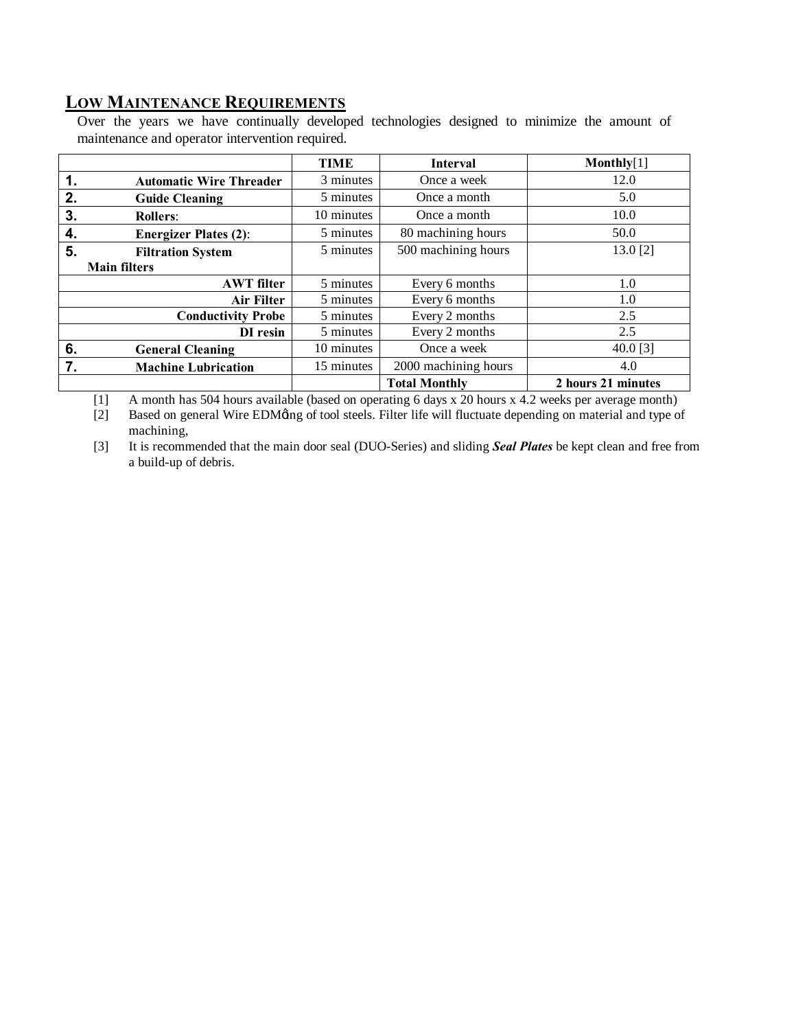## LOW MAINTENANCE REQUIREMENTS

Over the years we have continually developed technologies designed to minimize the amount of maintenance and operator intervention required.

| | TIME | Interval | Monthly[1] |
|---|---|---|---|
| **1. Automatic Wire Threader** | 3 minutes | Once a week | 12.0 |
| **2. Guide Cleaning** | 5 minutes | Once a month | 5.0 |
| **3. Rollers**: | 10 minutes | Once a month | 10.0 |
| **4. Energizer Plates (2)**: | 5 minutes | 80 machining hours | 50.0 |
| **5. Filtration System Main filters** | 5 minutes | 500 machining hours | 13.0 [2] |
| **AWT filter** | 5 minutes | Every 6 months | 1.0 |
| **Air Filter** | 5 minutes | Every 6 months | 1.0 |
| **Conductivity Probe** | 5 minutes | Every 2 months | 2.5 |
| **DI resin** | 5 minutes | Every 2 months | 2.5 |
| **6. General Cleaning** | 10 minutes | Once a week | 40.0 [3] |
| **7. Machine Lubrication** | 15 minutes | 2000 machining hours | 4.0 |
| | | **Total Monthly** | **2 hours 21 minutes** |

[1] A month has 504 hours available (based on operating 6 days x 20 hours x 4.2 weeks per average month)

[2] Based on general Wire EDMœing of tool steels. Filter life will fluctuate depending on material and type of machining,

[3] It is recommended that the main door seal (DUO-Series) and sliding ***Seal Plates*** be kept clean and free from a build-up of debris.